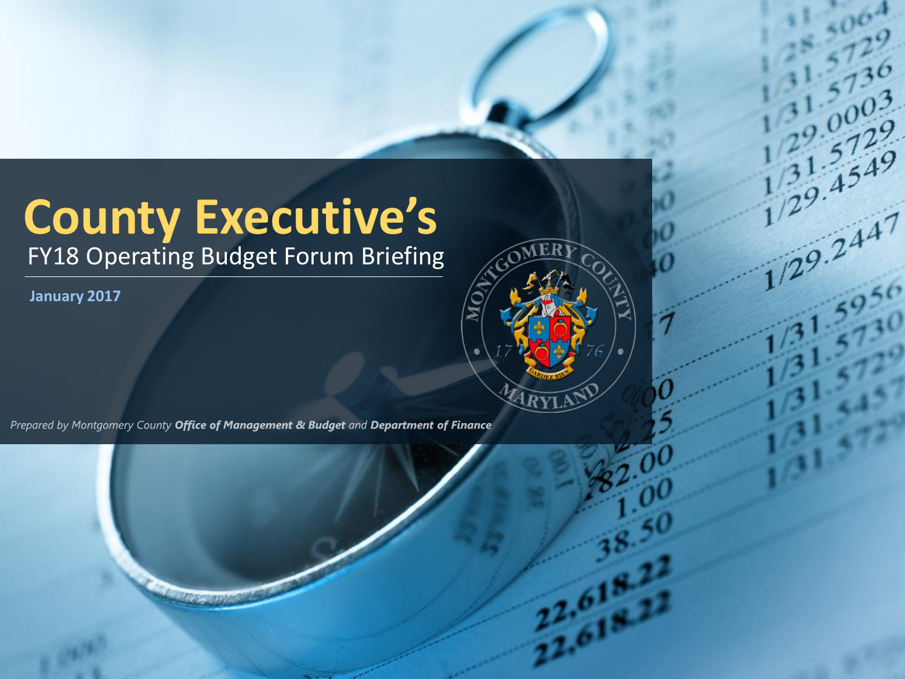# County Executive's

## FY18 Operating Budget Forum Briefing

**January 2017**

*Prepared by Montgomery County* ***Office of Management & Budget*** *and* ***Department of Finance***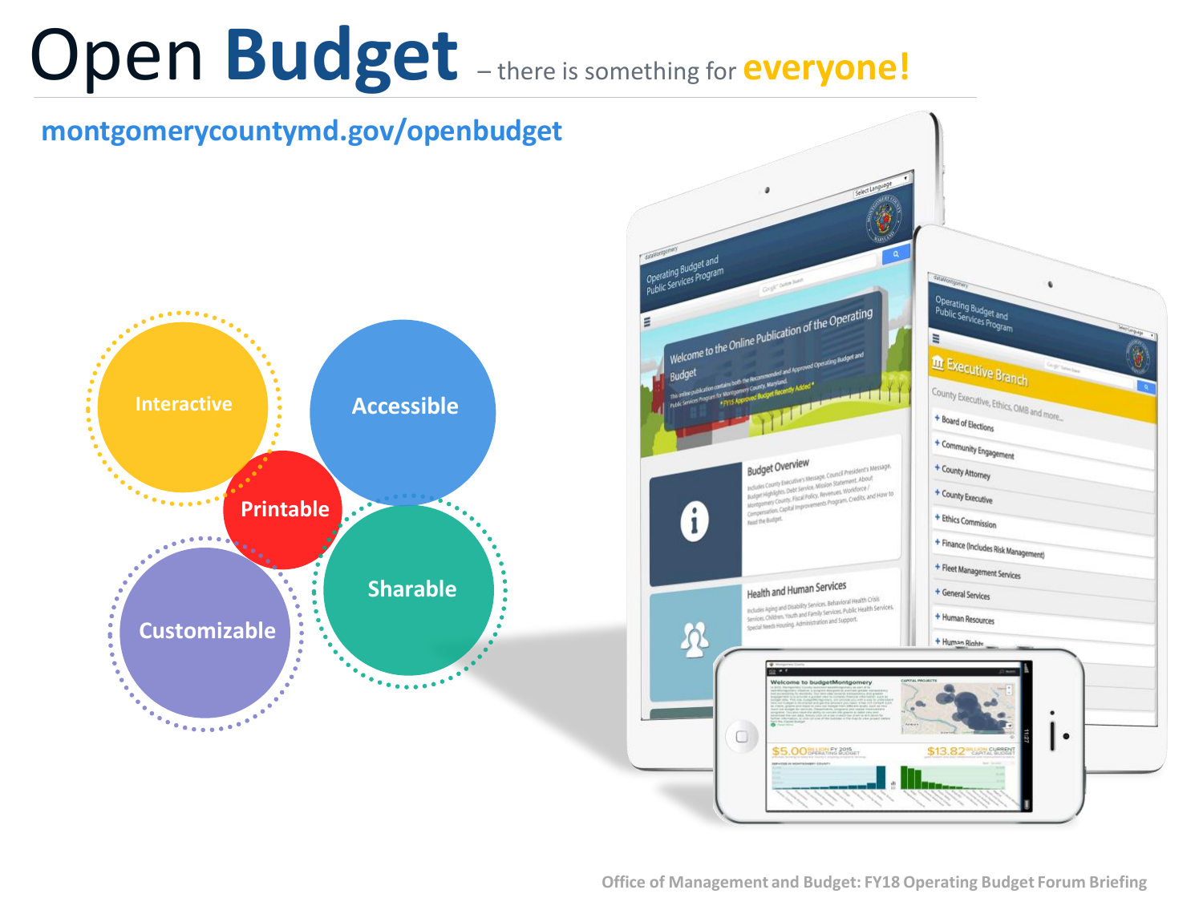# Open **Budget** – there is something for **everyone!**

**montgomerycountymd.gov/openbudget**

- Interactive
- Accessible
- Printable
- Sharable
- Customizable

Office of Management and Budget: FY18 Operating Budget Forum Briefing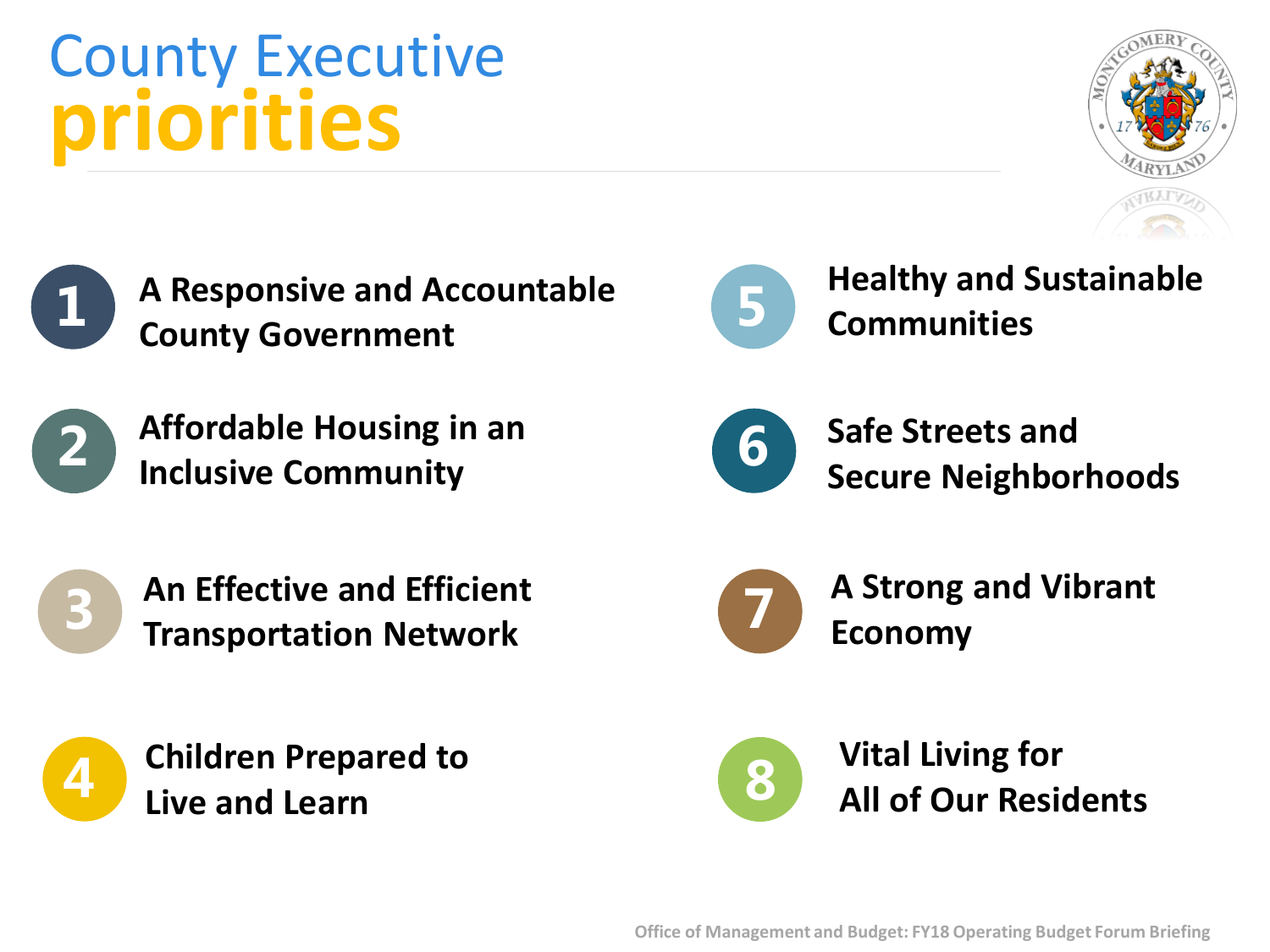# County Executive priorities

1. A Responsive and Accountable County Government
2. Affordable Housing in an Inclusive Community
3. An Effective and Efficient Transportation Network
4. Children Prepared to Live and Learn
5. Healthy and Sustainable Communities
6. Safe Streets and Secure Neighborhoods
7. A Strong and Vibrant Economy
8. Vital Living for All of Our Residents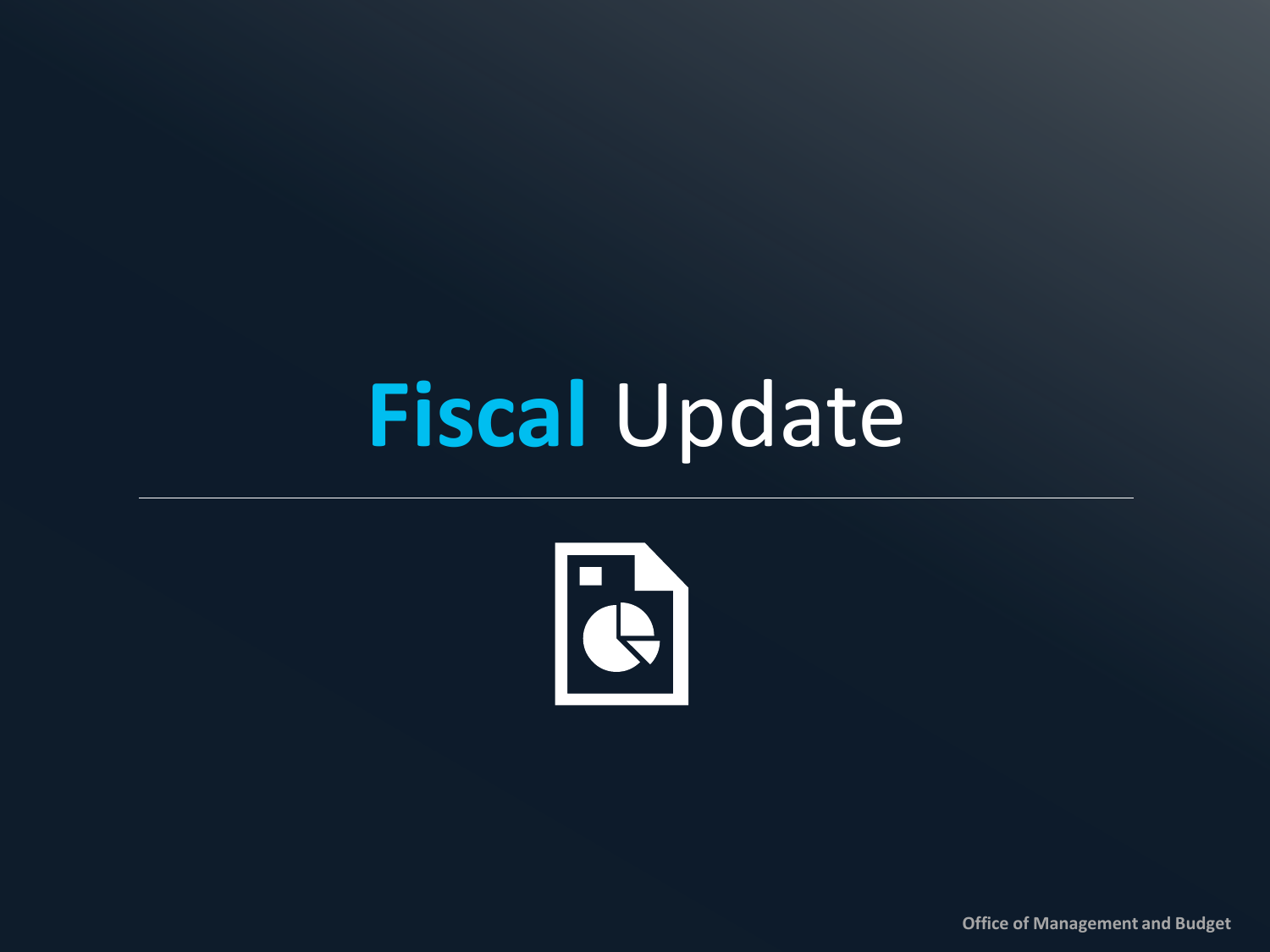# Fiscal Update

Office of Management and Budget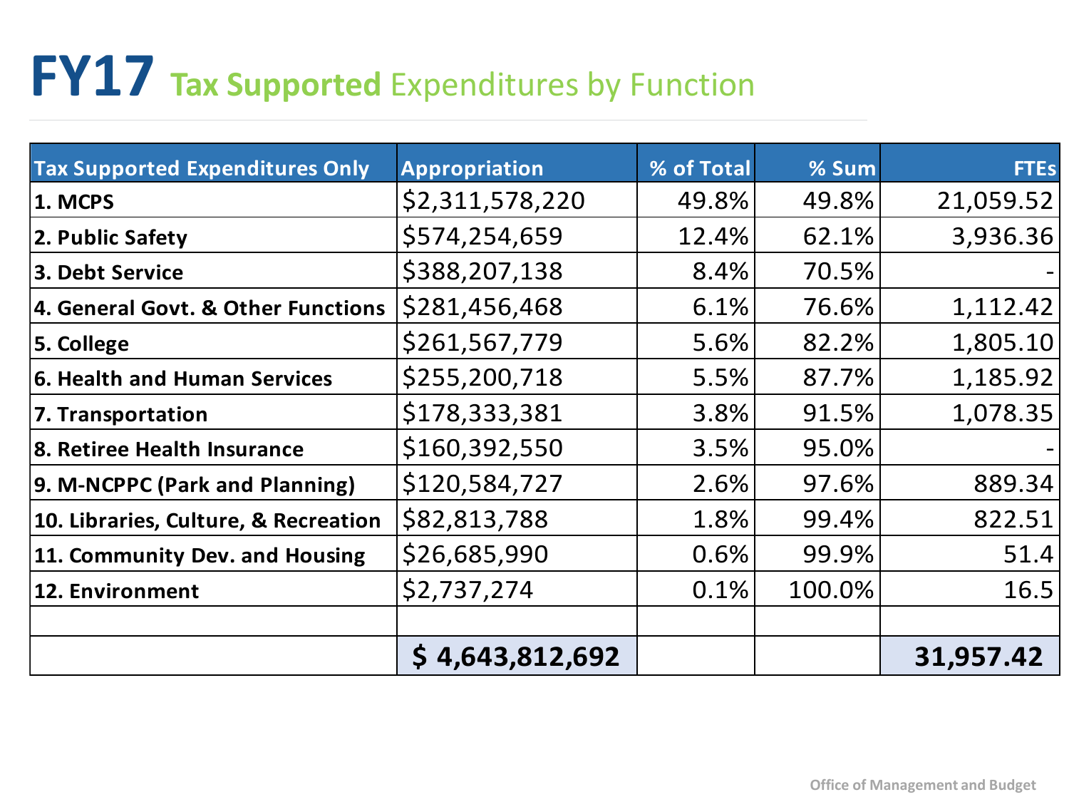# FY17 Tax Supported Expenditures by Function

| Tax Supported Expenditures Only | Appropriation | % of Total | % Sum | FTEs |
|---|---|---|---|---|
| **1. MCPS** | $2,311,578,220 | 49.8% | 49.8% | 21,059.52 |
| **2. Public Safety** | $574,254,659 | 12.4% | 62.1% | 3,936.36 |
| **3. Debt Service** | $388,207,138 | 8.4% | 70.5% | - |
| **4. General Govt. & Other Functions** | $281,456,468 | 6.1% | 76.6% | 1,112.42 |
| **5. College** | $261,567,779 | 5.6% | 82.2% | 1,805.10 |
| **6. Health and Human Services** | $255,200,718 | 5.5% | 87.7% | 1,185.92 |
| **7. Transportation** | $178,333,381 | 3.8% | 91.5% | 1,078.35 |
| **8. Retiree Health Insurance** | $160,392,550 | 3.5% | 95.0% | - |
| **9. M-NCPPC (Park and Planning)** | $120,584,727 | 2.6% | 97.6% | 889.34 |
| **10. Libraries, Culture, & Recreation** | $82,813,788 | 1.8% | 99.4% | 822.51 |
| **11. Community Dev. and Housing** | $26,685,990 | 0.6% | 99.9% | 51.4 |
| **12. Environment** | $2,737,274 | 0.1% | 100.0% | 16.5 |
| | | | | |
| | **$ 4,643,812,692** | | | **31,957.42** |

Office of Management and Budget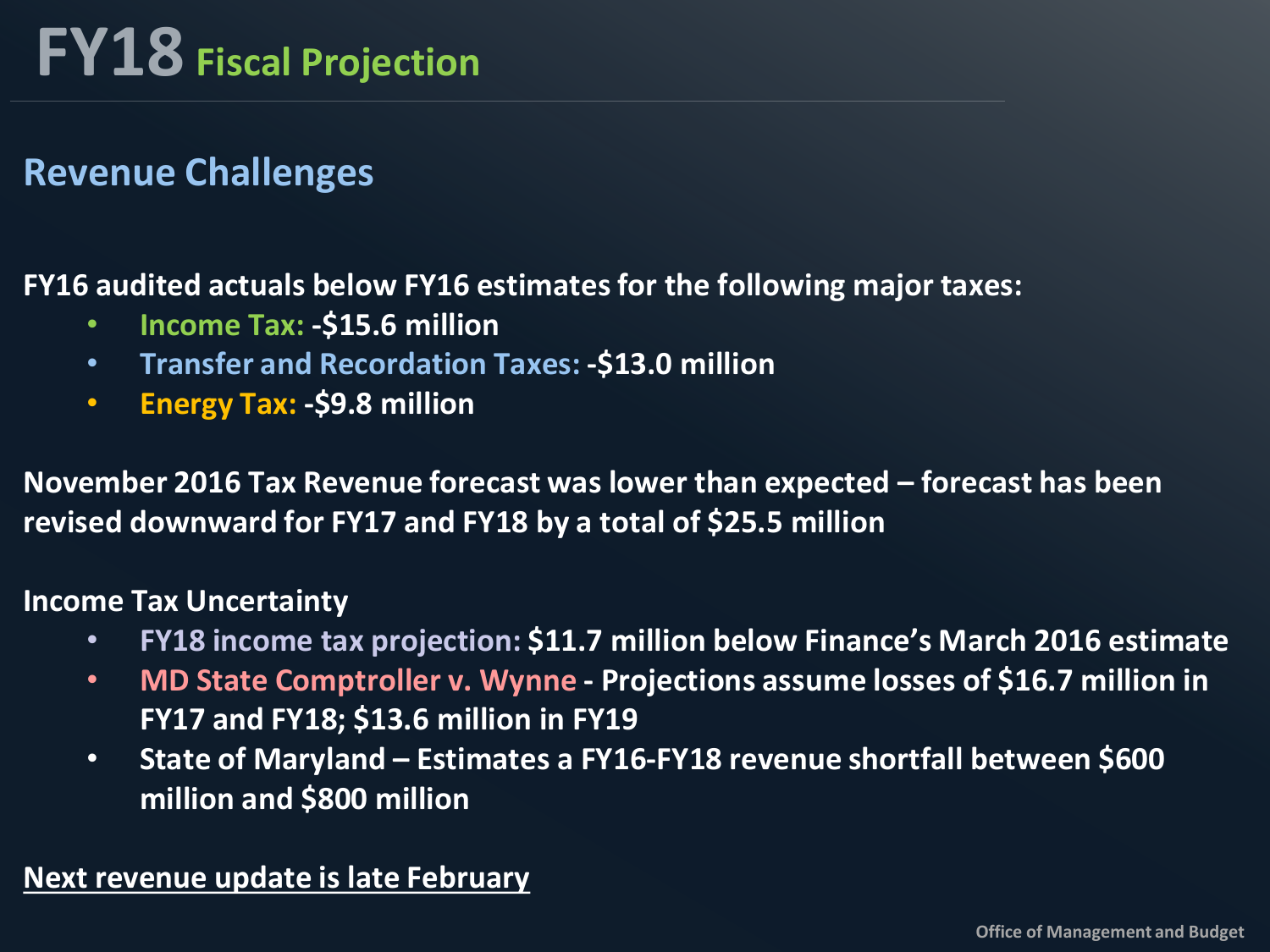# FY18 Fiscal Projection

## Revenue Challenges

**FY16 audited actuals below FY16 estimates for the following major taxes:**

- **Income Tax: -$15.6 million**
- **Transfer and Recordation Taxes: -$13.0 million**
- **Energy Tax: -$9.8 million**

**November 2016 Tax Revenue forecast was lower than expected – forecast has been revised downward for FY17 and FY18 by a total of $25.5 million**

**Income Tax Uncertainty**

- **FY18 income tax projection: $11.7 million below Finance's March 2016 estimate**
- **MD State Comptroller v. Wynne - Projections assume losses of $16.7 million in FY17 and FY18; $13.6 million in FY19**
- **State of Maryland – Estimates a FY16-FY18 revenue shortfall between $600 million and $800 million**

**Next revenue update is late February**

Office of Management and Budget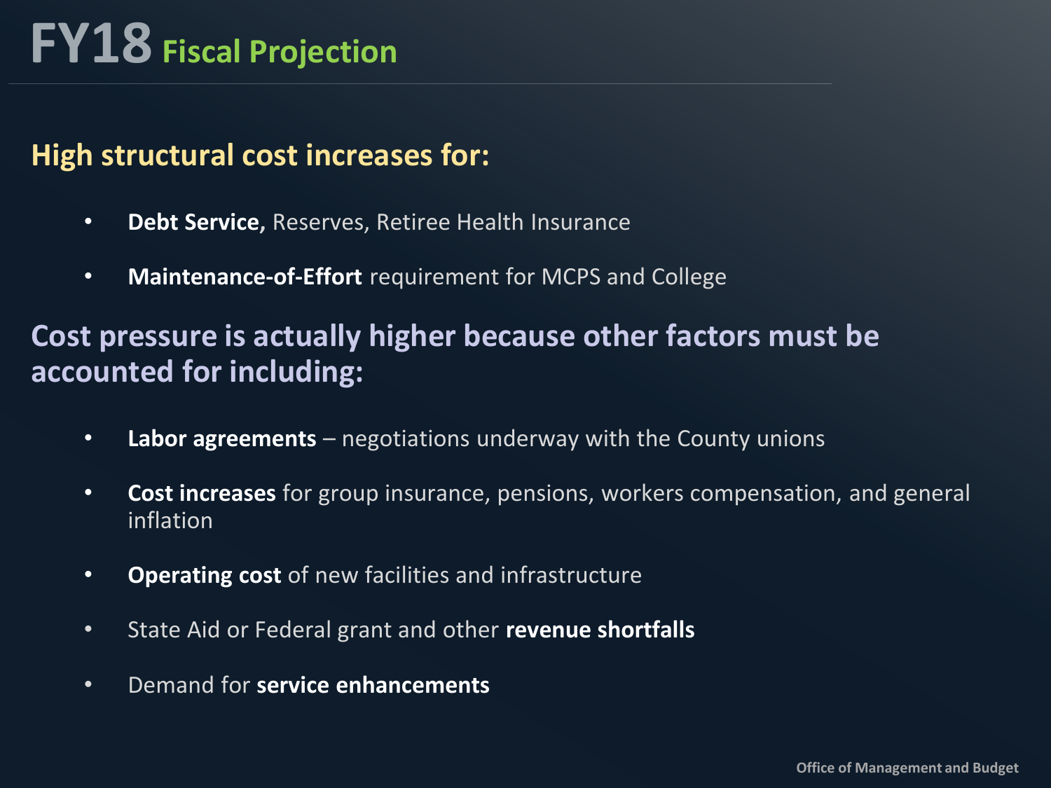# FY18 Fiscal Projection

## High structural cost increases for:

- **Debt Service,** Reserves, Retiree Health Insurance
- **Maintenance-of-Effort** requirement for MCPS and College

## Cost pressure is actually higher because other factors must be accounted for including:

- **Labor agreements** – negotiations underway with the County unions
- **Cost increases** for group insurance, pensions, workers compensation, and general inflation
- **Operating cost** of new facilities and infrastructure
- State Aid or Federal grant and other **revenue shortfalls**
- Demand for **service enhancements**

Office of Management and Budget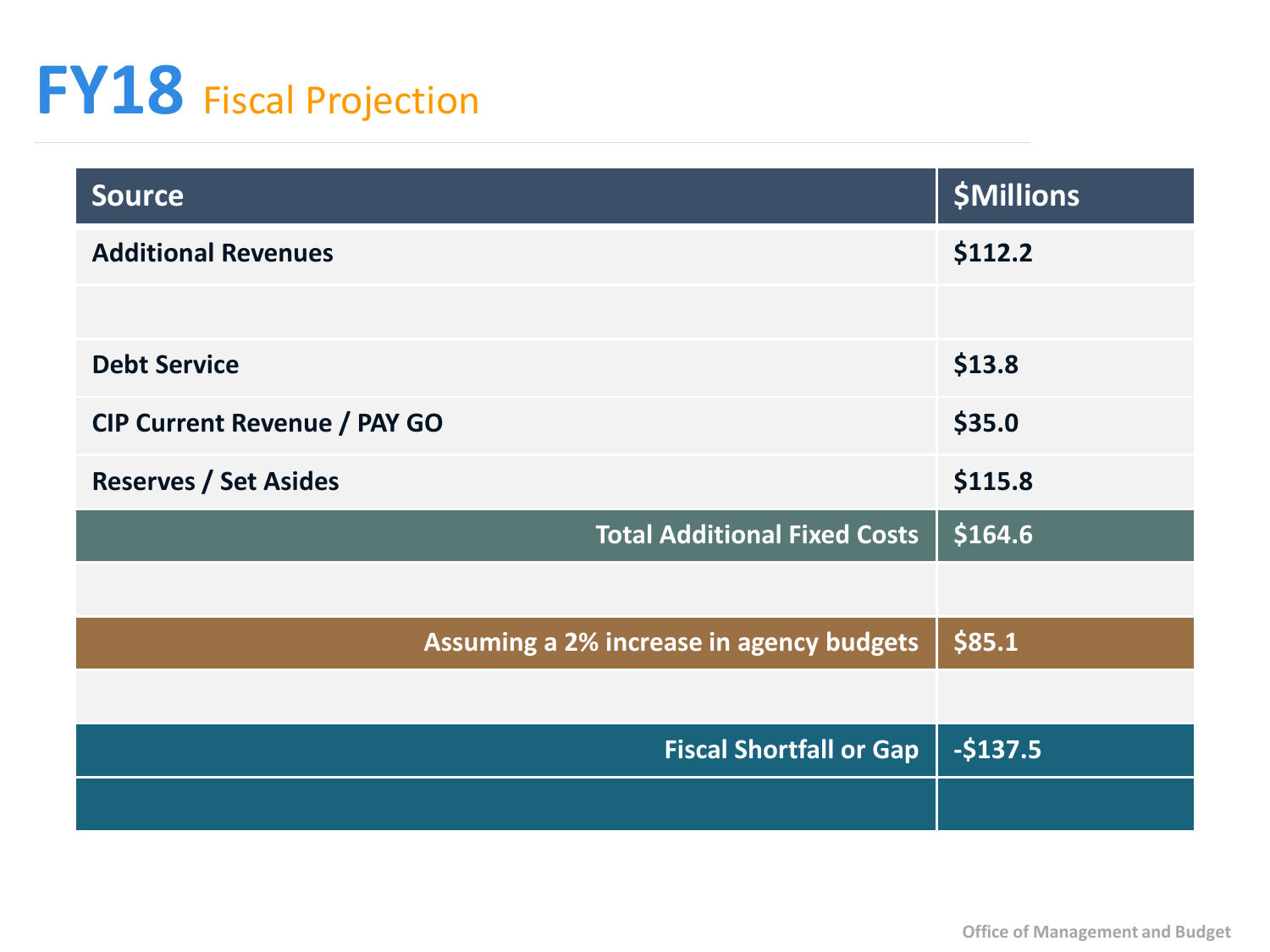# FY18 Fiscal Projection

| Source | $Millions |
|---|---|
| **Additional Revenues** | **$112.2** |
| | |
| **Debt Service** | **$13.8** |
| **CIP Current Revenue / PAY GO** | **$35.0** |
| **Reserves / Set Asides** | **$115.8** |
| **Total Additional Fixed Costs** | **$164.6** |
| | |
| **Assuming a 2% increase in agency budgets** | **$85.1** |
| | |
| **Fiscal Shortfall or Gap** | **-$137.5** |
| | |

Office of Management and Budget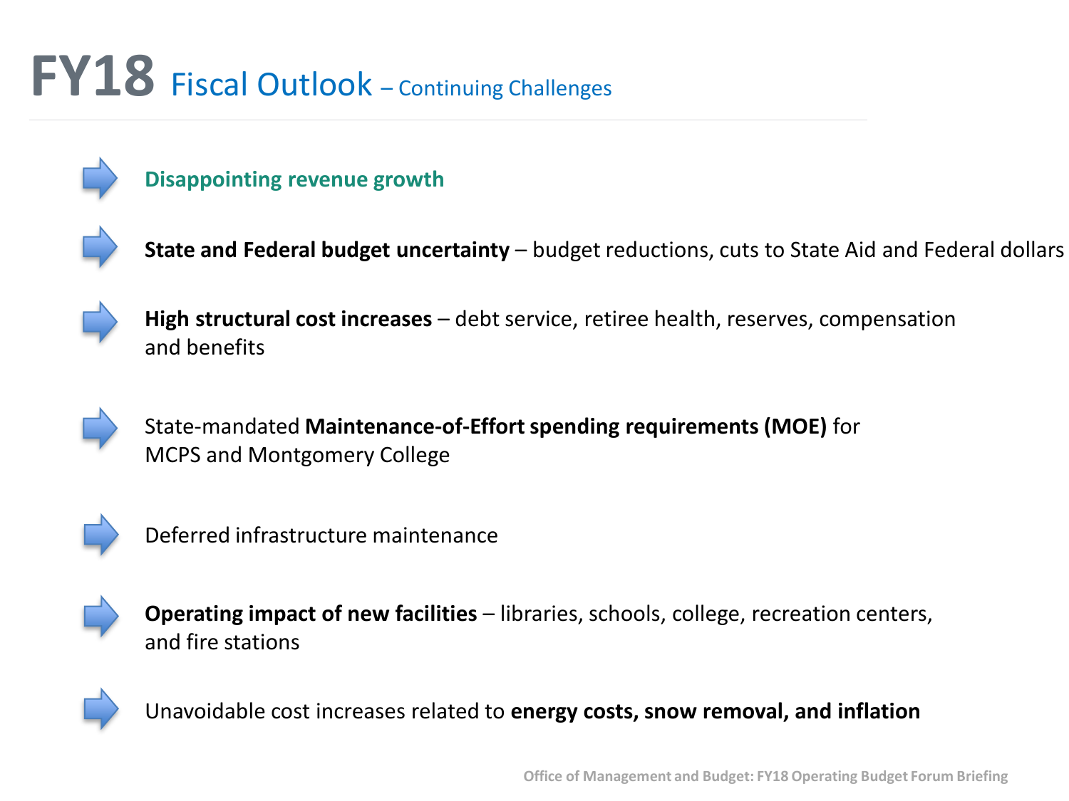# FY18 Fiscal Outlook – Continuing Challenges

- **Disappointing revenue growth**
- **State and Federal budget uncertainty** – budget reductions, cuts to State Aid and Federal dollars
- **High structural cost increases** – debt service, retiree health, reserves, compensation and benefits
- State-mandated **Maintenance-of-Effort spending requirements (MOE)** for MCPS and Montgomery College
- Deferred infrastructure maintenance
- **Operating impact of new facilities** – libraries, schools, college, recreation centers, and fire stations
- Unavoidable cost increases related to **energy costs, snow removal, and inflation**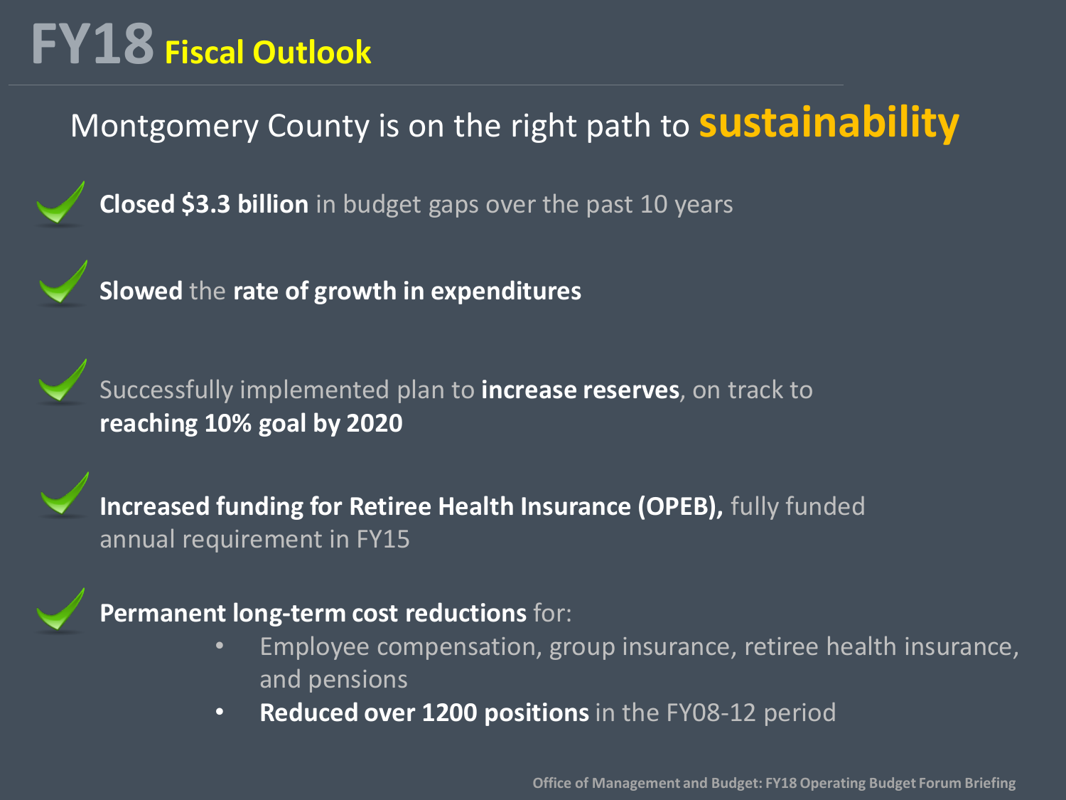# FY18 Fiscal Outlook

## Montgomery County is on the right path to **sustainability**

- **Closed $3.3 billion** in budget gaps over the past 10 years
- **Slowed** the **rate of growth in expenditures**
- Successfully implemented plan to **increase reserves**, on track to **reaching 10% goal by 2020**
- **Increased funding for Retiree Health Insurance (OPEB),** fully funded annual requirement in FY15
- **Permanent long-term cost reductions** for:
  - Employee compensation, group insurance, retiree health insurance, and pensions
  - **Reduced over 1200 positions** in the FY08-12 period

Office of Management and Budget: FY18 Operating Budget Forum Briefing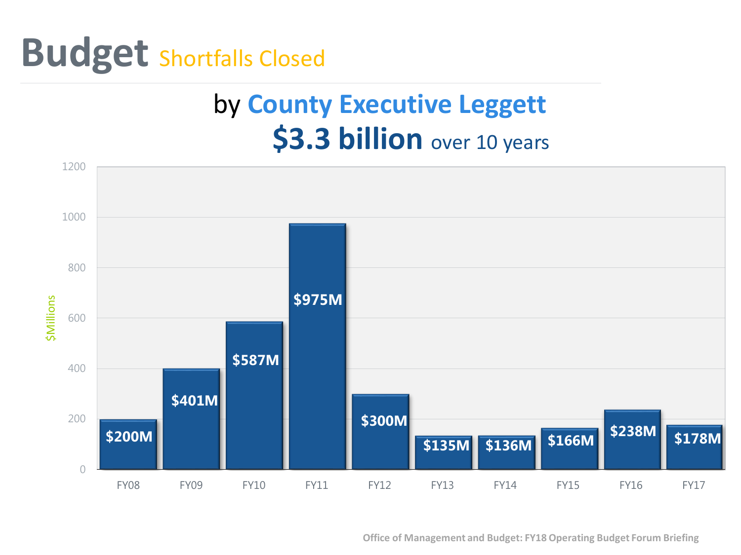# Budget Shortfalls Closed

## by County Executive Leggett

## $3.3 billion over 10 years

| Fiscal Year | Shortfall Closed ($Millions) |
| --- | --- |
| FY08 | $200M |
| FY09 | $401M |
| FY10 | $587M |
| FY11 | $975M |
| FY12 | $300M |
| FY13 | $135M |
| FY14 | $136M |
| FY15 | $166M |
| FY16 | $238M |
| FY17 | $178M |

Office of Management and Budget: FY18 Operating Budget Forum Briefing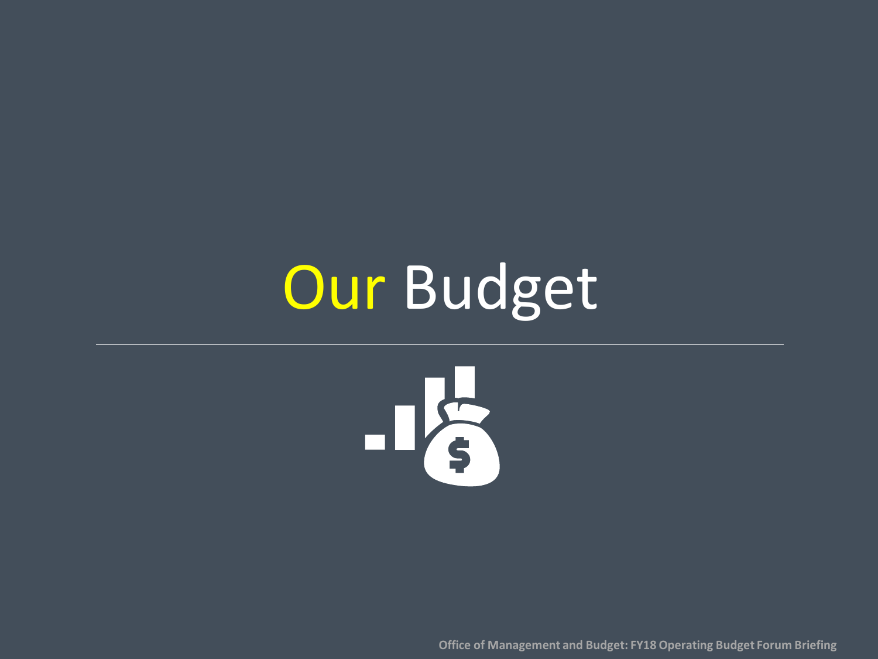# Our Budget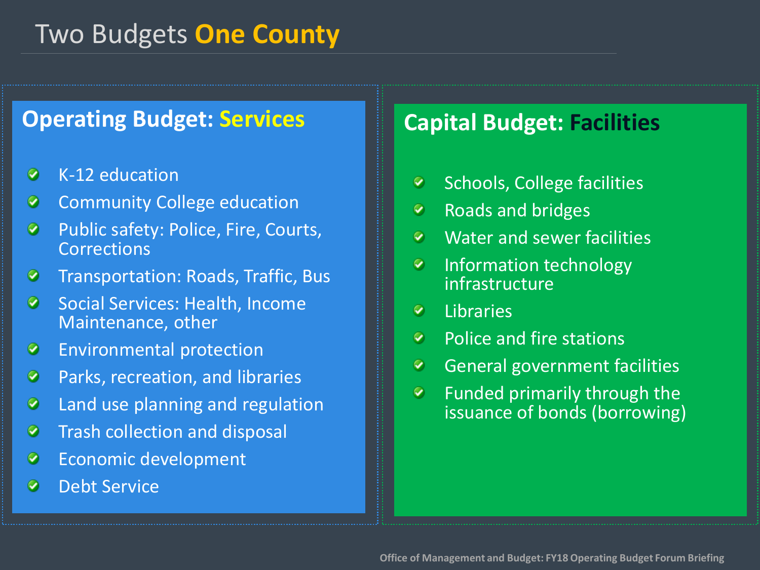# Two Budgets One County

## Operating Budget: Services

- K-12 education
- Community College education
- Public safety: Police, Fire, Courts, Corrections
- Transportation: Roads, Traffic, Bus
- Social Services: Health, Income Maintenance, other
- Environmental protection
- Parks, recreation, and libraries
- Land use planning and regulation
- Trash collection and disposal
- Economic development
- Debt Service

## Capital Budget: Facilities

- Schools, College facilities
- Roads and bridges
- Water and sewer facilities
- Information technology infrastructure
- Libraries
- Police and fire stations
- General government facilities
- Funded primarily through the issuance of bonds (borrowing)

Office of Management and Budget: FY18 Operating Budget Forum Briefing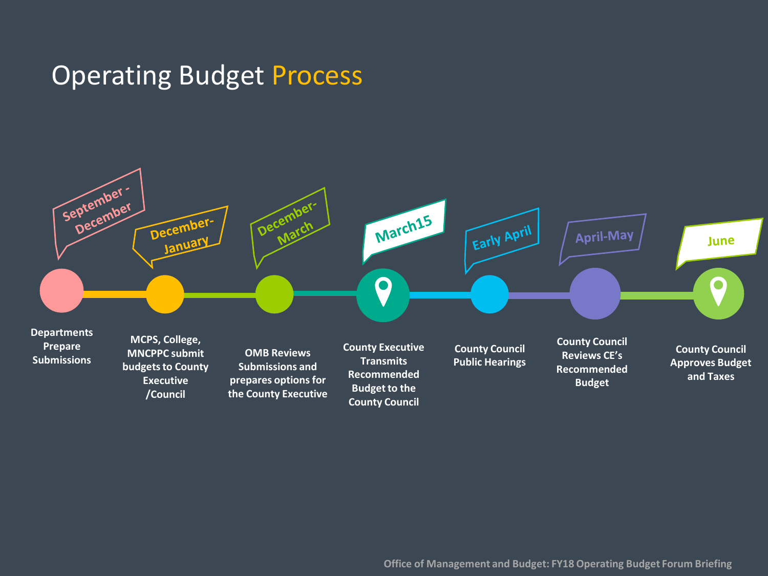# Operating Budget Process

- **September - December**: Departments Prepare Submissions
- **December-January**: MCPS, College, MNCPPC submit budgets to County Executive /Council
- **December-March**: OMB Reviews Submissions and prepares options for the County Executive
- **March15**: County Executive Transmits Recommended Budget to the County Council
- **Early April**: County Council Public Hearings
- **April-May**: County Council Reviews CE's Recommended Budget
- **June**: County Council Approves Budget and Taxes

Office of Management and Budget: FY18 Operating Budget Forum Briefing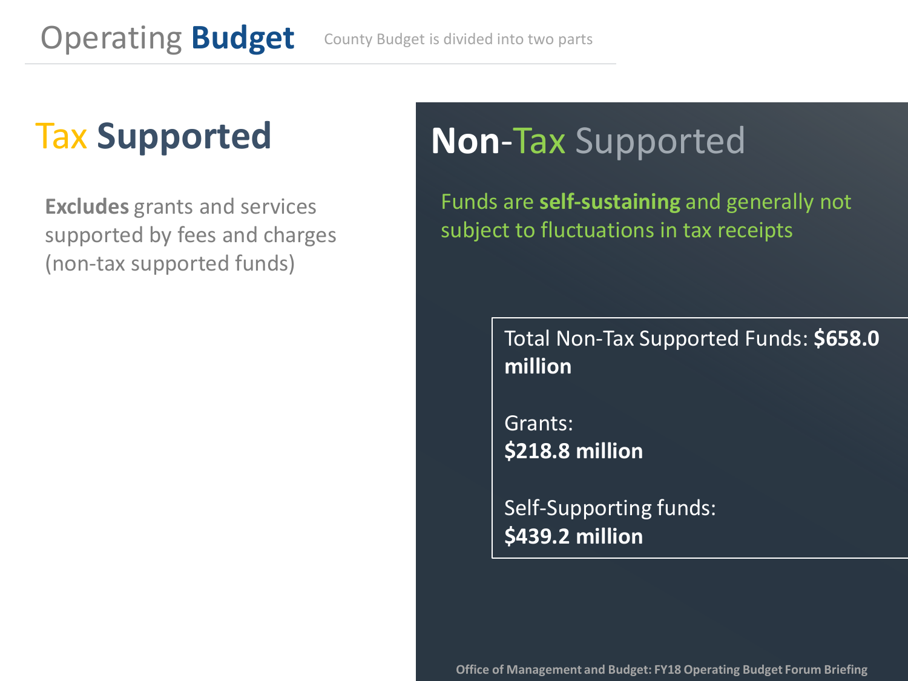# Operating **Budget**

County Budget is divided into two parts

## Tax **Supported**

**Excludes** grants and services supported by fees and charges (non-tax supported funds)

## **Non**-Tax Supported

Funds are **self-sustaining** and generally not subject to fluctuations in tax receipts

Total Non-Tax Supported Funds: **$658.0 million**

Grants:
**$218.8 million**

Self-Supporting funds:
**$439.2 million**

**Office of Management and Budget: FY18 Operating Budget Forum Briefing**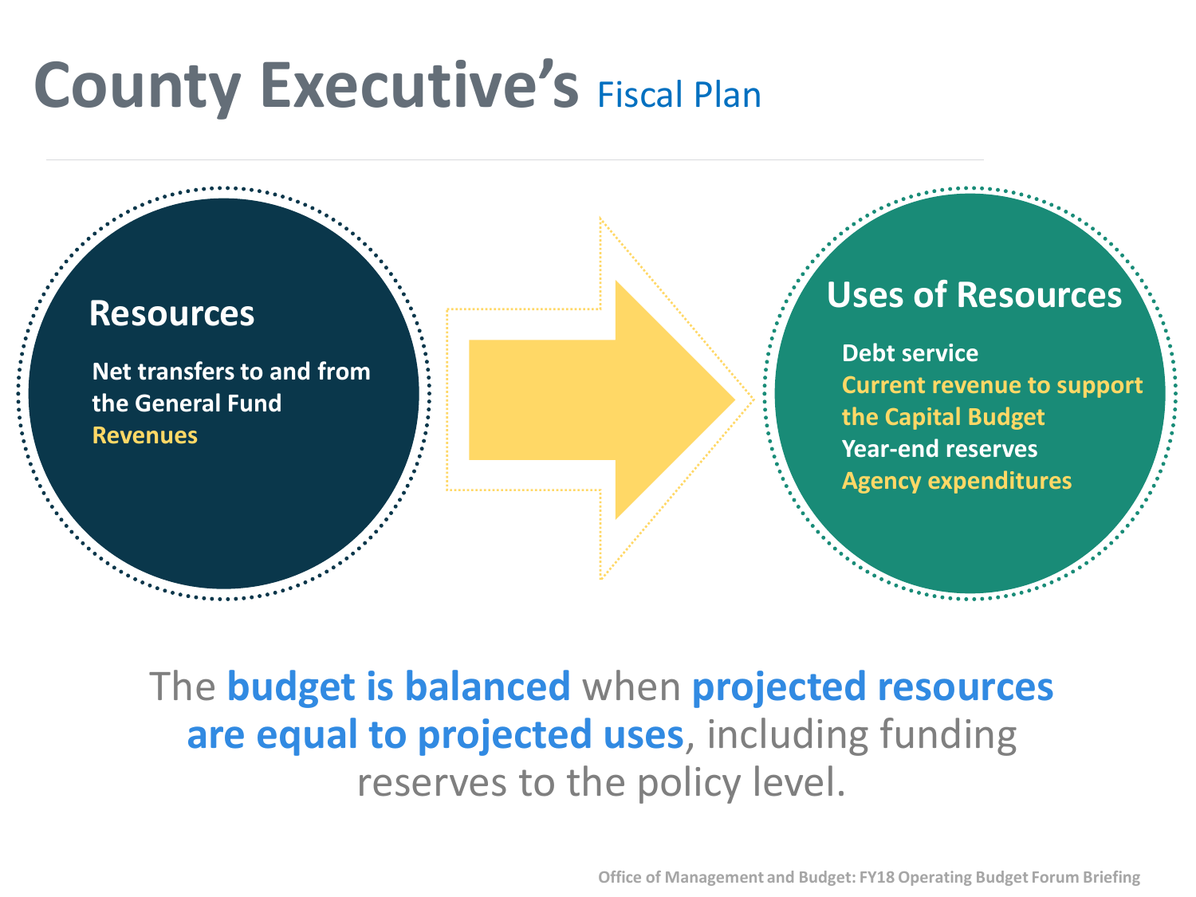# County Executive's Fiscal Plan

## Resources

- Net transfers to and from the General Fund
- Revenues

## Uses of Resources

- Debt service
- Current revenue to support the Capital Budget
- Year-end reserves
- Agency expenditures

The **budget is balanced** when **projected resources are equal to projected uses**, including funding reserves to the policy level.

Office of Management and Budget: FY18 Operating Budget Forum Briefing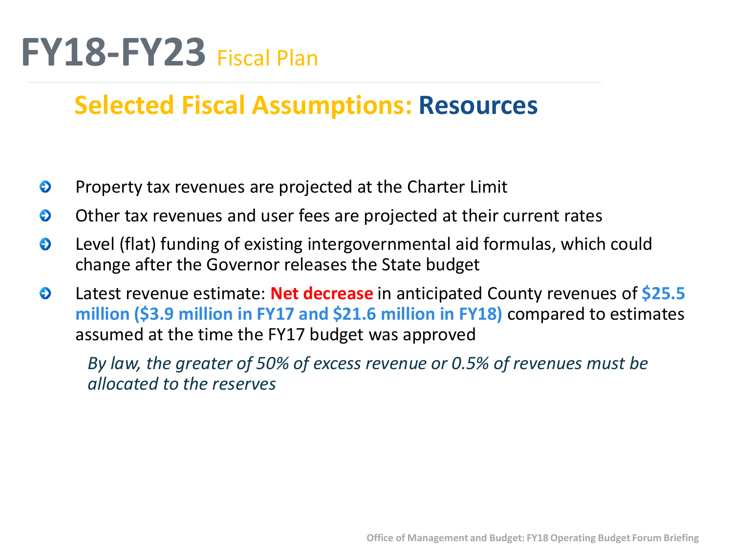# FY18-FY23 Fiscal Plan

## Selected Fiscal Assumptions: Resources

- Property tax revenues are projected at the Charter Limit
- Other tax revenues and user fees are projected at their current rates
- Level (flat) funding of existing intergovernmental aid formulas, which could change after the Governor releases the State budget
- Latest revenue estimate: **Net decrease** in anticipated County revenues of **$25.5 million ($3.9 million in FY17 and $21.6 million in FY18)** compared to estimates assumed at the time the FY17 budget was approved

  *By law, the greater of 50% of excess revenue or 0.5% of revenues must be allocated to the reserves*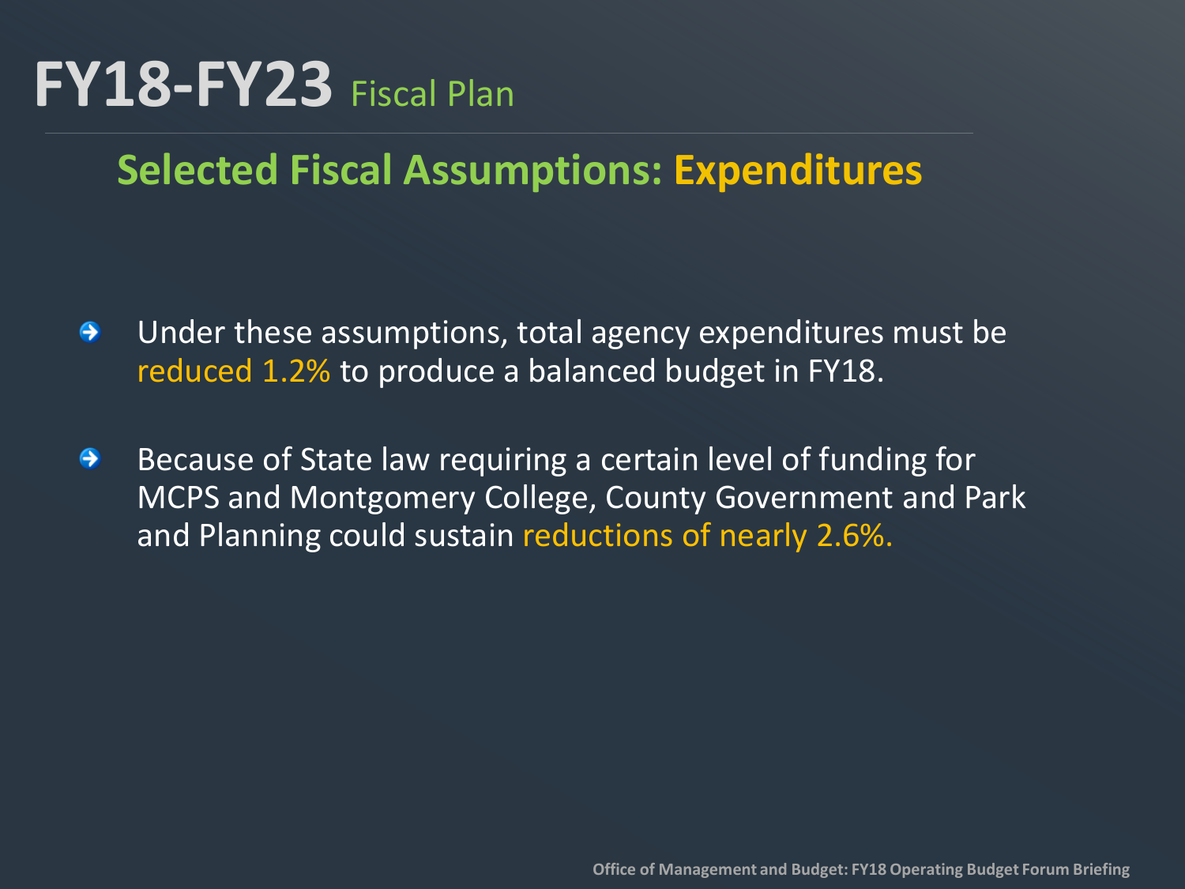# FY18-FY23 Fiscal Plan

## Selected Fiscal Assumptions: Expenditures

- Under these assumptions, total agency expenditures must be reduced 1.2% to produce a balanced budget in FY18.
- Because of State law requiring a certain level of funding for MCPS and Montgomery College, County Government and Park and Planning could sustain reductions of nearly 2.6%.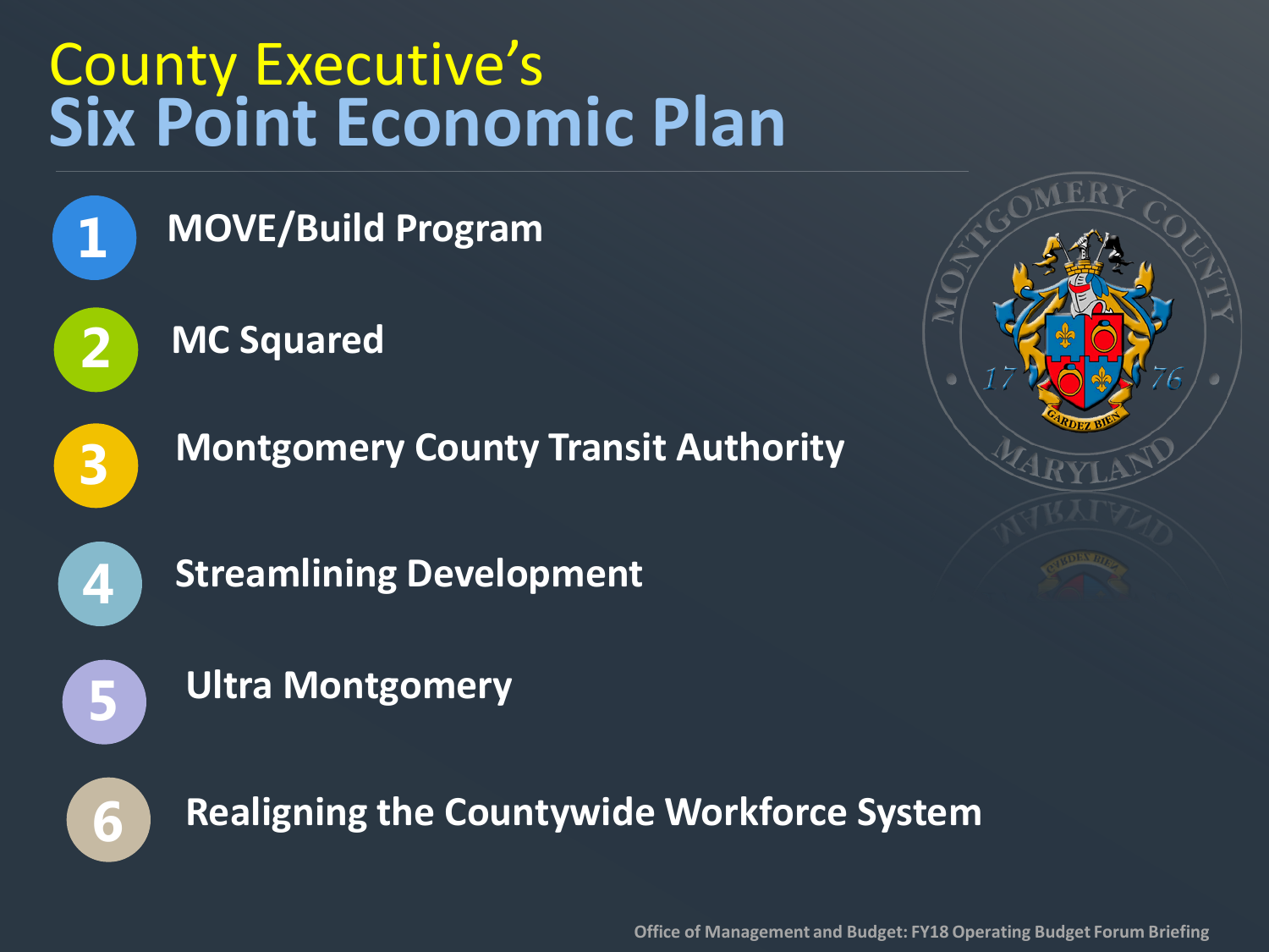# County Executive's Six Point Economic Plan

1. MOVE/Build Program
2. MC Squared
3. Montgomery County Transit Authority
4. Streamlining Development
5. Ultra Montgomery
6. Realigning the Countywide Workforce System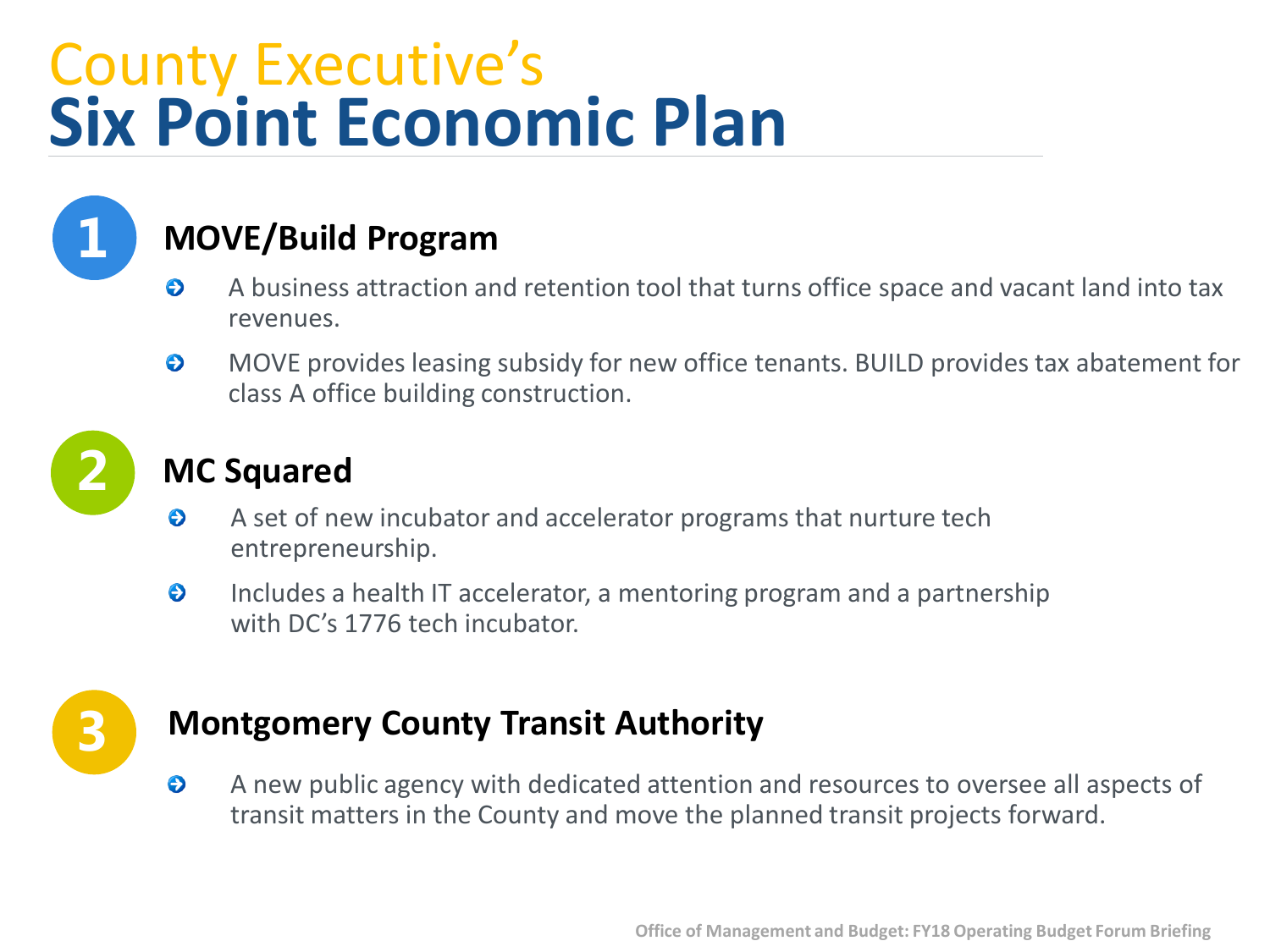# County Executive's Six Point Economic Plan

## 1 MOVE/Build Program

- A business attraction and retention tool that turns office space and vacant land into tax revenues.
- MOVE provides leasing subsidy for new office tenants. BUILD provides tax abatement for class A office building construction.

## 2 MC Squared

- A set of new incubator and accelerator programs that nurture tech entrepreneurship.
- Includes a health IT accelerator, a mentoring program and a partnership with DC's 1776 tech incubator.

## 3 Montgomery County Transit Authority

- A new public agency with dedicated attention and resources to oversee all aspects of transit matters in the County and move the planned transit projects forward.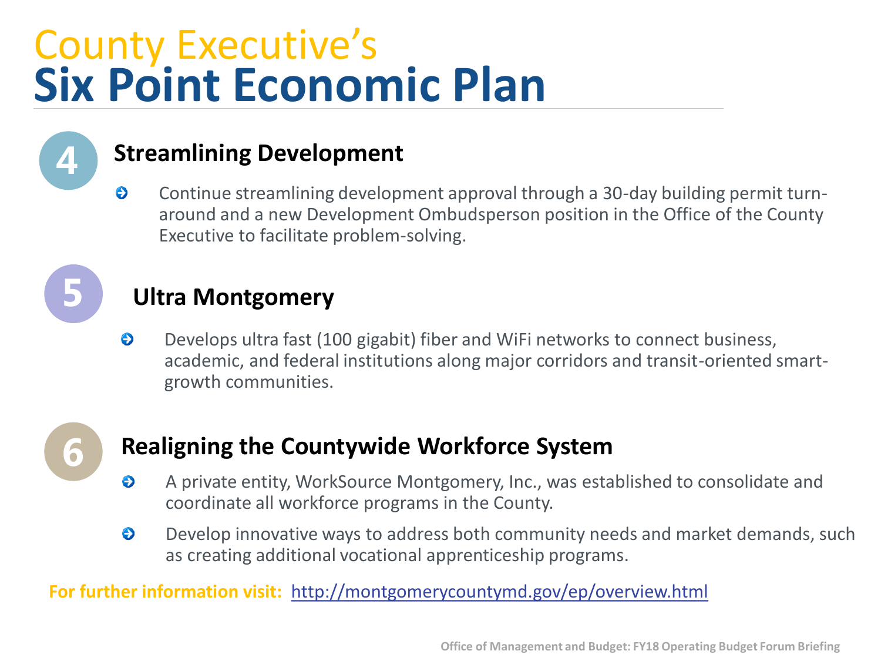# County Executive's Six Point Economic Plan

## 4 Streamlining Development

- Continue streamlining development approval through a 30-day building permit turn-around and a new Development Ombudsperson position in the Office of the County Executive to facilitate problem-solving.

## 5 Ultra Montgomery

- Develops ultra fast (100 gigabit) fiber and WiFi networks to connect business, academic, and federal institutions along major corridors and transit-oriented smart-growth communities.

## 6 Realigning the Countywide Workforce System

- A private entity, WorkSource Montgomery, Inc., was established to consolidate and coordinate all workforce programs in the County.
- Develop innovative ways to address both community needs and market demands, such as creating additional vocational apprenticeship programs.

**For further information visit:** http://montgomerycountymd.gov/ep/overview.html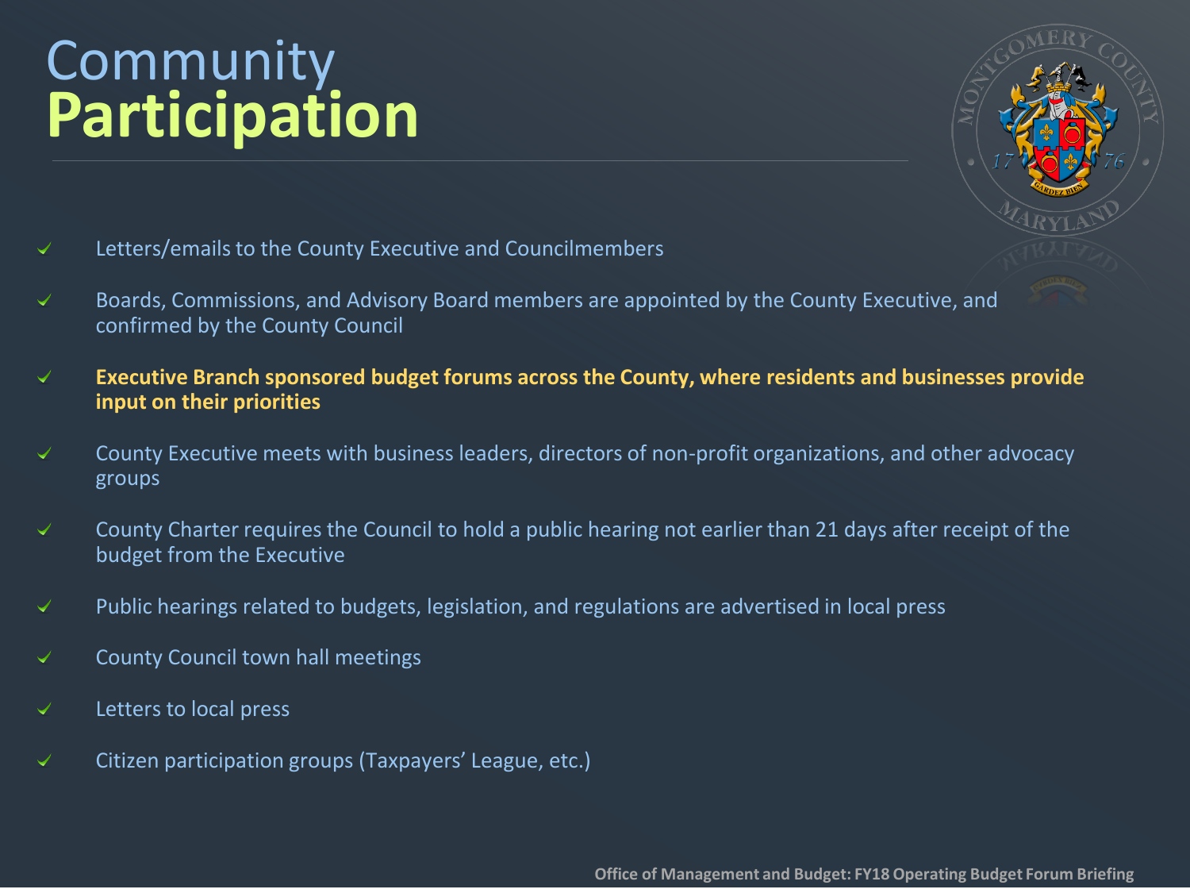# Community Participation

- Letters/emails to the County Executive and Councilmembers
- Boards, Commissions, and Advisory Board members are appointed by the County Executive, and confirmed by the County Council
- **Executive Branch sponsored budget forums across the County, where residents and businesses provide input on their priorities**
- County Executive meets with business leaders, directors of non-profit organizations, and other advocacy groups
- County Charter requires the Council to hold a public hearing not earlier than 21 days after receipt of the budget from the Executive
- Public hearings related to budgets, legislation, and regulations are advertised in local press
- County Council town hall meetings
- Letters to local press
- Citizen participation groups (Taxpayers' League, etc.)